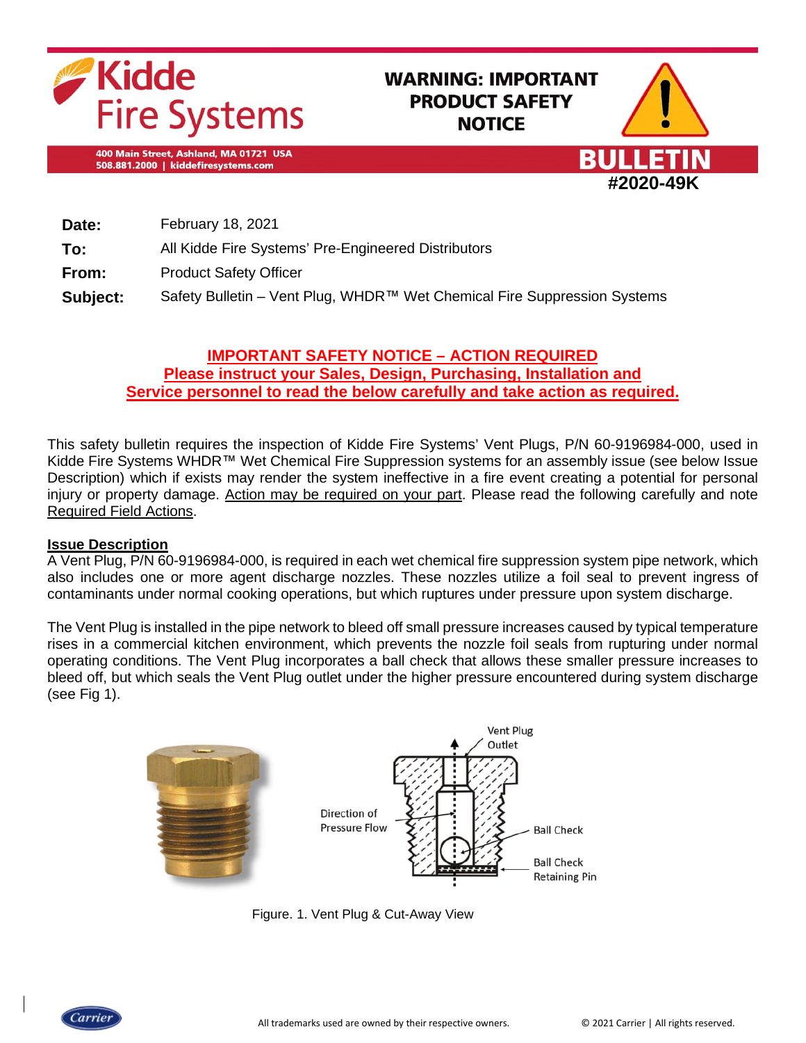# Kidde Fire Systems

400 Main Street, Ashland, MA 01721 USA
508.881.2000 | kiddefiresystems.com

**WARNING: IMPORTANT PRODUCT SAFETY NOTICE**

**BULLETIN**
**#2020-49K**

| | |
|---|---|
| **Date:** | February 18, 2021 |
| **To:** | All Kidde Fire Systems' Pre-Engineered Distributors |
| **From:** | Product Safety Officer |
| **Subject:** | Safety Bulletin – Vent Plug, WHDR™ Wet Chemical Fire Suppression Systems |

**IMPORTANT SAFETY NOTICE – ACTION REQUIRED**
**Please instruct your Sales, Design, Purchasing, Installation and Service personnel to read the below carefully and take action as required.**

This safety bulletin requires the inspection of Kidde Fire Systems' Vent Plugs, P/N 60-9196984-000, used in Kidde Fire Systems WHDR™ Wet Chemical Fire Suppression systems for an assembly issue (see below Issue Description) which if exists may render the system ineffective in a fire event creating a potential for personal injury or property damage. Action may be required on your part. Please read the following carefully and note Required Field Actions.

## Issue Description

A Vent Plug, P/N 60-9196984-000, is required in each wet chemical fire suppression system pipe network, which also includes one or more agent discharge nozzles. These nozzles utilize a foil seal to prevent ingress of contaminants under normal cooking operations, but which ruptures under pressure upon system discharge.

The Vent Plug is installed in the pipe network to bleed off small pressure increases caused by typical temperature rises in a commercial kitchen environment, which prevents the nozzle foil seals from rupturing under normal operating conditions. The Vent Plug incorporates a ball check that allows these smaller pressure increases to bleed off, but which seals the Vent Plug outlet under the higher pressure encountered during system discharge (see Fig 1).

Vent Plug Outlet

Direction of Pressure Flow

Ball Check

Ball Check Retaining Pin

Figure. 1. Vent Plug & Cut-Away View

All trademarks used are owned by their respective owners. © 2021 Carrier | All rights reserved.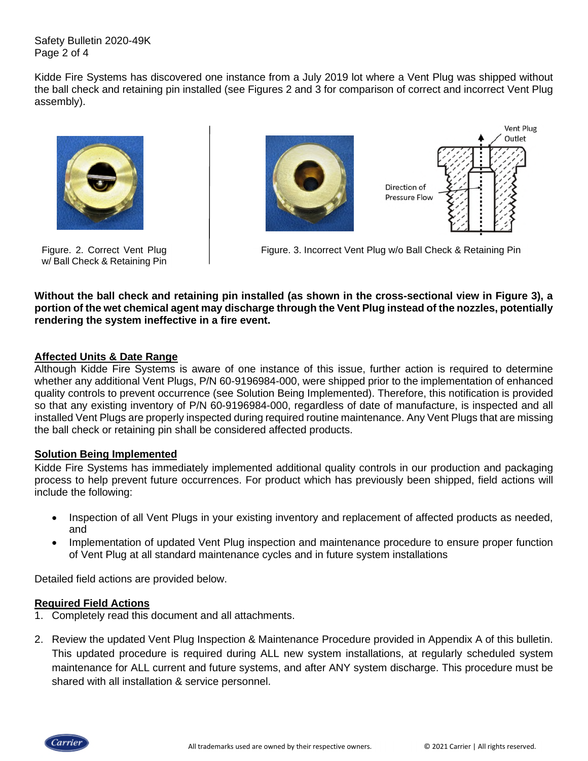Kidde Fire Systems has discovered one instance from a July 2019 lot where a Vent Plug was shipped without the ball check and retaining pin installed (see Figures 2 and 3 for comparison of correct and incorrect Vent Plug assembly).

Figure. 2. Correct Vent Plug w/ Ball Check & Retaining Pin

Vent Plug Outlet

Direction of Pressure Flow

Figure. 3. Incorrect Vent Plug w/o Ball Check & Retaining Pin

**Without the ball check and retaining pin installed (as shown in the cross-sectional view in Figure 3), a portion of the wet chemical agent may discharge through the Vent Plug instead of the nozzles, potentially rendering the system ineffective in a fire event.**

## Affected Units & Date Range

Although Kidde Fire Systems is aware of one instance of this issue, further action is required to determine whether any additional Vent Plugs, P/N 60-9196984-000, were shipped prior to the implementation of enhanced quality controls to prevent occurrence (see Solution Being Implemented). Therefore, this notification is provided so that any existing inventory of P/N 60-9196984-000, regardless of date of manufacture, is inspected and all installed Vent Plugs are properly inspected during required routine maintenance. Any Vent Plugs that are missing the ball check or retaining pin shall be considered affected products.

## Solution Being Implemented

Kidde Fire Systems has immediately implemented additional quality controls in our production and packaging process to help prevent future occurrences. For product which has previously been shipped, field actions will include the following:

- Inspection of all Vent Plugs in your existing inventory and replacement of affected products as needed, and
- Implementation of updated Vent Plug inspection and maintenance procedure to ensure proper function of Vent Plug at all standard maintenance cycles and in future system installations

Detailed field actions are provided below.

## Required Field Actions

1. Completely read this document and all attachments.
2. Review the updated Vent Plug Inspection & Maintenance Procedure provided in Appendix A of this bulletin. This updated procedure is required during ALL new system installations, at regularly scheduled system maintenance for ALL current and future systems, and after ANY system discharge. This procedure must be shared with all installation & service personnel.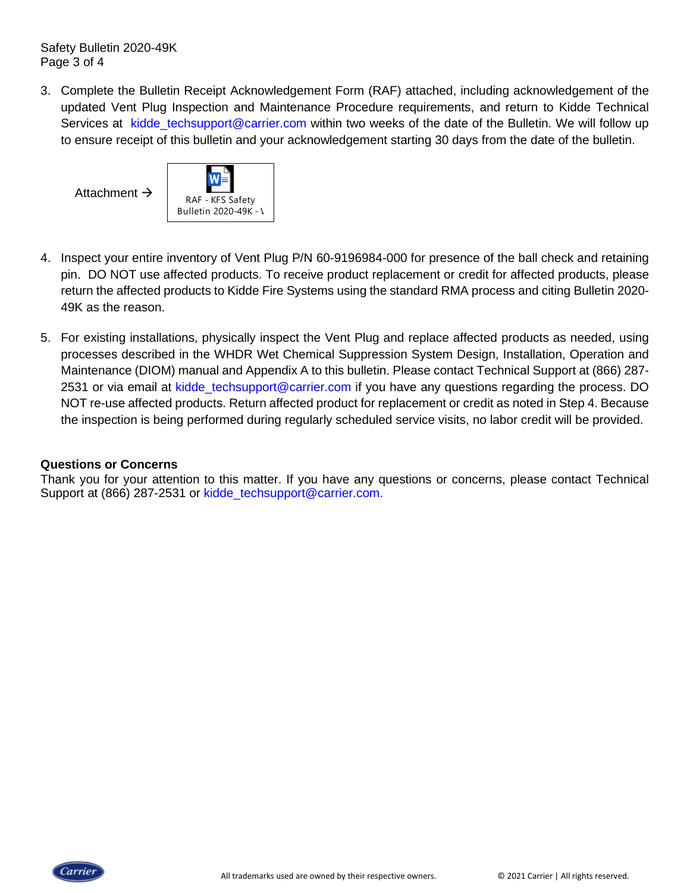3. Complete the Bulletin Receipt Acknowledgement Form (RAF) attached, including acknowledgement of the updated Vent Plug Inspection and Maintenance Procedure requirements, and return to Kidde Technical Services at kidde_techsupport@carrier.com within two weeks of the date of the Bulletin. We will follow up to ensure receipt of this bulletin and your acknowledgement starting 30 days from the date of the bulletin.

   Attachment → RAF - KFS Safety Bulletin 2020-49K - \

4. Inspect your entire inventory of Vent Plug P/N 60-9196984-000 for presence of the ball check and retaining pin. DO NOT use affected products. To receive product replacement or credit for affected products, please return the affected products to Kidde Fire Systems using the standard RMA process and citing Bulletin 2020-49K as the reason.

5. For existing installations, physically inspect the Vent Plug and replace affected products as needed, using processes described in the WHDR Wet Chemical Suppression System Design, Installation, Operation and Maintenance (DIOM) manual and Appendix A to this bulletin. Please contact Technical Support at (866) 287-2531 or via email at kidde_techsupport@carrier.com if you have any questions regarding the process. DO NOT re-use affected products. Return affected product for replacement or credit as noted in Step 4. Because the inspection is being performed during regularly scheduled service visits, no labor credit will be provided.

**Questions or Concerns**

Thank you for your attention to this matter. If you have any questions or concerns, please contact Technical Support at (866) 287-2531 or kidde_techsupport@carrier.com.

All trademarks used are owned by their respective owners. © 2021 Carrier | All rights reserved.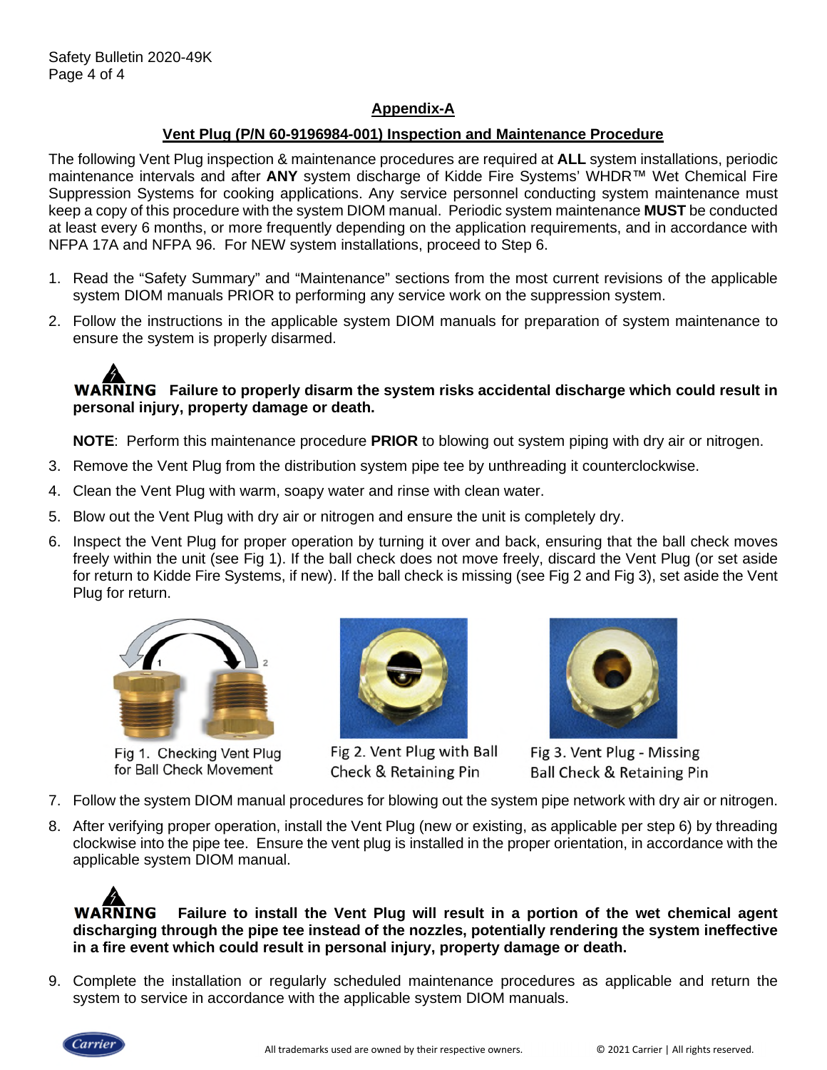## Appendix-A

### Vent Plug (P/N 60-9196984-001) Inspection and Maintenance Procedure

The following Vent Plug inspection & maintenance procedures are required at **ALL** system installations, periodic maintenance intervals and after **ANY** system discharge of Kidde Fire Systems' WHDR™ Wet Chemical Fire Suppression Systems for cooking applications. Any service personnel conducting system maintenance must keep a copy of this procedure with the system DIOM manual. Periodic system maintenance **MUST** be conducted at least every 6 months, or more frequently depending on the application requirements, and in accordance with NFPA 17A and NFPA 96. For NEW system installations, proceed to Step 6.

1. Read the "Safety Summary" and "Maintenance" sections from the most current revisions of the applicable system DIOM manuals PRIOR to performing any service work on the suppression system.
2. Follow the instructions in the applicable system DIOM manuals for preparation of system maintenance to ensure the system is properly disarmed.

   **WARNING Failure to properly disarm the system risks accidental discharge which could result in personal injury, property damage or death.**

   **NOTE**: Perform this maintenance procedure **PRIOR** to blowing out system piping with dry air or nitrogen.

3. Remove the Vent Plug from the distribution system pipe tee by unthreading it counterclockwise.
4. Clean the Vent Plug with warm, soapy water and rinse with clean water.
5. Blow out the Vent Plug with dry air or nitrogen and ensure the unit is completely dry.
6. Inspect the Vent Plug for proper operation by turning it over and back, ensuring that the ball check moves freely within the unit (see Fig 1). If the ball check does not move freely, discard the Vent Plug (or set aside for return to Kidde Fire Systems, if new). If the ball check is missing (see Fig 2 and Fig 3), set aside the Vent Plug for return.

Fig 1. Checking Vent Plug for Ball Check Movement

Fig 2. Vent Plug with Ball Check & Retaining Pin

Fig 3. Vent Plug - Missing Ball Check & Retaining Pin

7. Follow the system DIOM manual procedures for blowing out the system pipe network with dry air or nitrogen.
8. After verifying proper operation, install the Vent Plug (new or existing, as applicable per step 6) by threading clockwise into the pipe tee. Ensure the vent plug is installed in the proper orientation, in accordance with the applicable system DIOM manual.

   **WARNING Failure to install the Vent Plug will result in a portion of the wet chemical agent discharging through the pipe tee instead of the nozzles, potentially rendering the system ineffective in a fire event which could result in personal injury, property damage or death.**

9. Complete the installation or regularly scheduled maintenance procedures as applicable and return the system to service in accordance with the applicable system DIOM manuals.

All trademarks used are owned by their respective owners. © 2021 Carrier | All rights reserved.